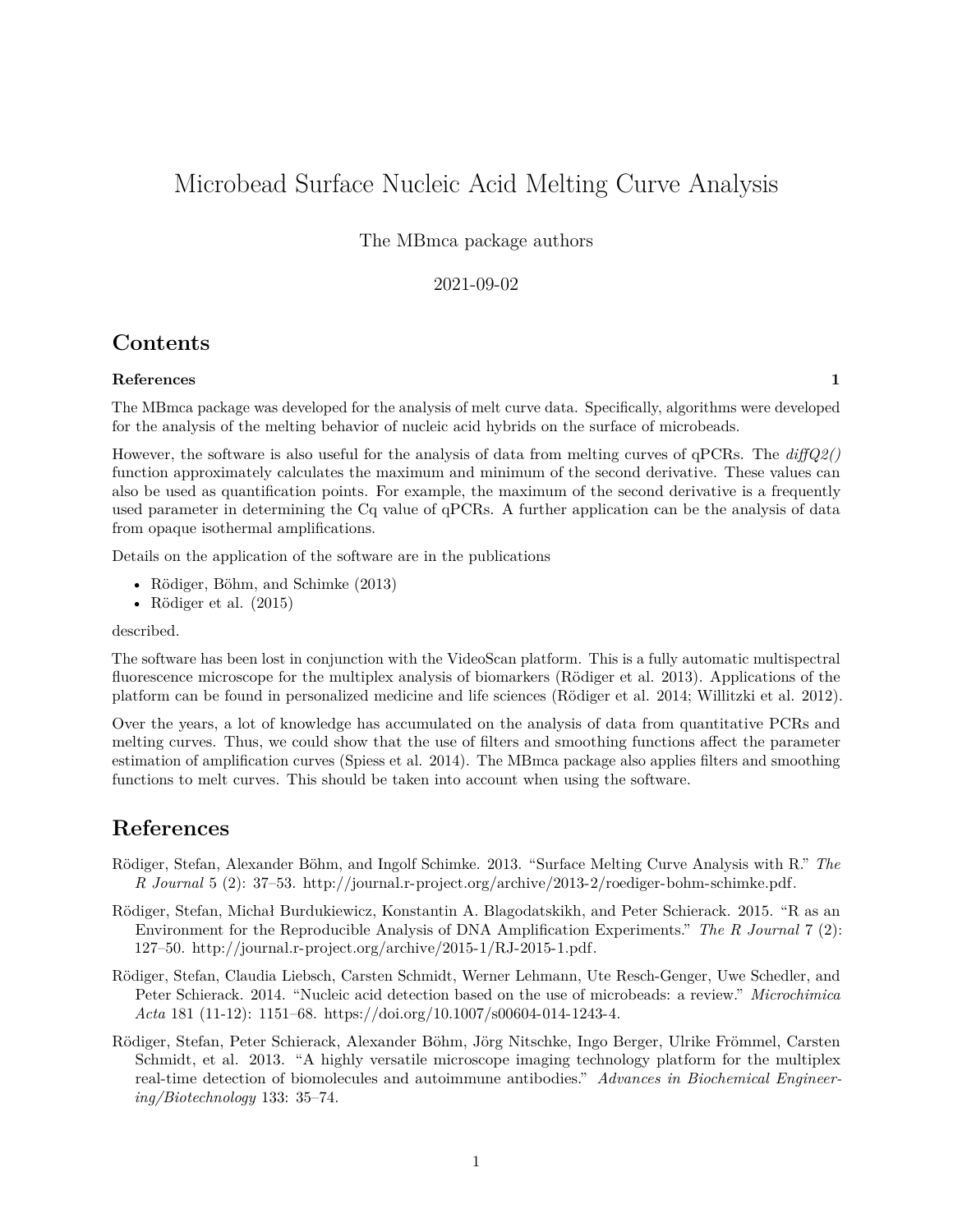# Microbead Surface Nucleic Acid Melting Curve Analysis

The MBmca package authors

2021-09-02

## Contents

**References** **1**

The MBmca package was developed for the analysis of melt curve data. Specifically, algorithms were developed for the analysis of the melting behavior of nucleic acid hybrids on the surface of microbeads.

However, the software is also useful for the analysis of data from melting curves of qPCRs. The *diffQ2()* function approximately calculates the maximum and minimum of the second derivative. These values can also be used as quantification points. For example, the maximum of the second derivative is a frequently used parameter in determining the Cq value of qPCRs. A further application can be the analysis of data from opaque isothermal amplifications.

Details on the application of the software are in the publications

- Rödiger, Böhm, and Schimke (2013)
- Rödiger et al. (2015)

described.

The software has been lost in conjunction with the VideoScan platform. This is a fully automatic multispectral fluorescence microscope for the multiplex analysis of biomarkers (Rödiger et al. 2013). Applications of the platform can be found in personalized medicine and life sciences (Rödiger et al. 2014; Willitzki et al. 2012).

Over the years, a lot of knowledge has accumulated on the analysis of data from quantitative PCRs and melting curves. Thus, we could show that the use of filters and smoothing functions affect the parameter estimation of amplification curves (Spiess et al. 2014). The MBmca package also applies filters and smoothing functions to melt curves. This should be taken into account when using the software.

## References

Rödiger, Stefan, Alexander Böhm, and Ingolf Schimke. 2013. "Surface Melting Curve Analysis with R." *The R Journal* 5 (2): 37–53. http://journal.r-project.org/archive/2013-2/roediger-bohm-schimke.pdf.

Rödiger, Stefan, Michał Burdukiewicz, Konstantin A. Blagodatskikh, and Peter Schierack. 2015. "R as an Environment for the Reproducible Analysis of DNA Amplification Experiments." *The R Journal* 7 (2): 127–50. http://journal.r-project.org/archive/2015-1/RJ-2015-1.pdf.

Rödiger, Stefan, Claudia Liebsch, Carsten Schmidt, Werner Lehmann, Ute Resch-Genger, Uwe Schedler, and Peter Schierack. 2014. "Nucleic acid detection based on the use of microbeads: a review." *Microchimica Acta* 181 (11-12): 1151–68. https://doi.org/10.1007/s00604-014-1243-4.

Rödiger, Stefan, Peter Schierack, Alexander Böhm, Jörg Nitschke, Ingo Berger, Ulrike Frömmel, Carsten Schmidt, et al. 2013. "A highly versatile microscope imaging technology platform for the multiplex real-time detection of biomolecules and autoimmune antibodies." *Advances in Biochemical Engineering/Biotechnology* 133: 35–74.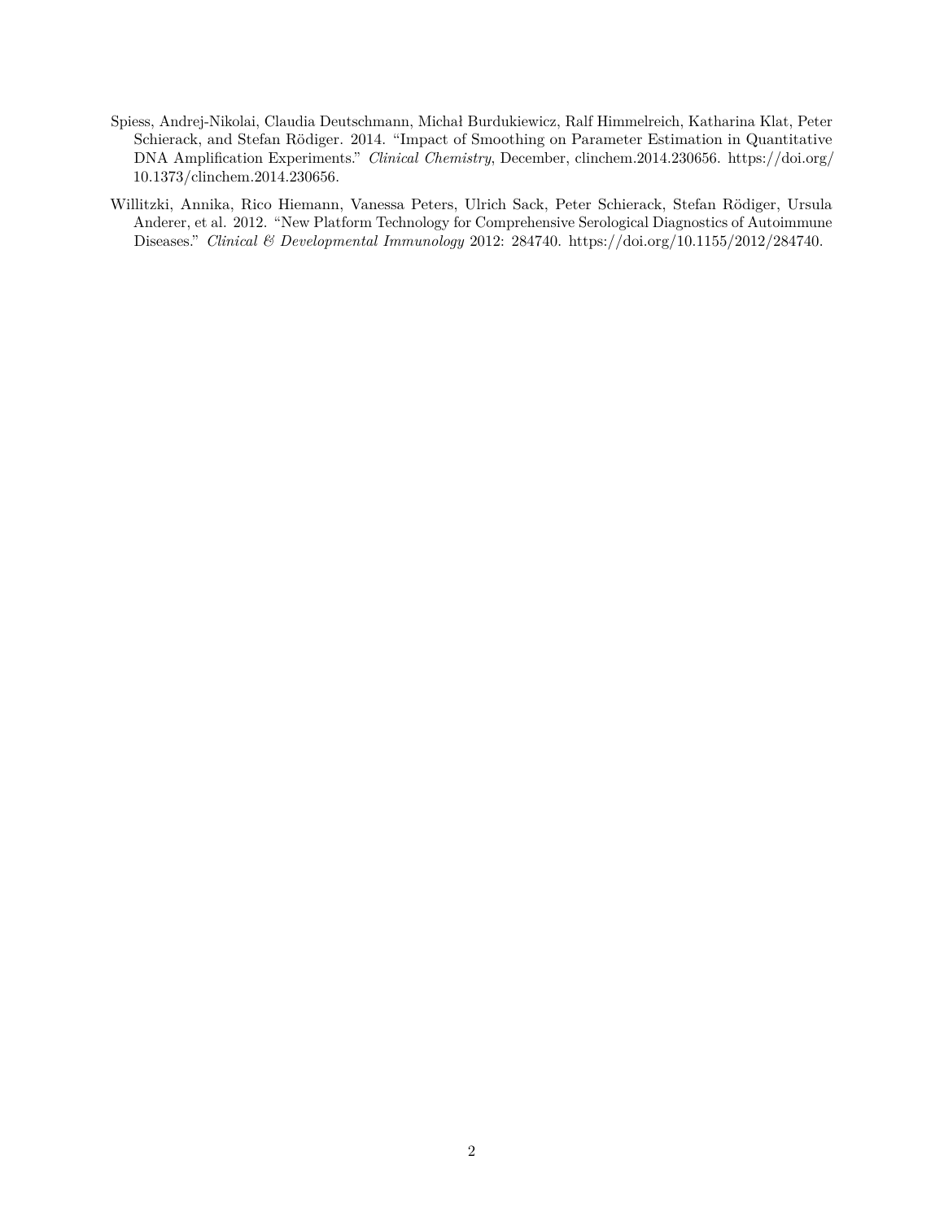Spiess, Andrej-Nikolai, Claudia Deutschmann, Michał Burdukiewicz, Ralf Himmelreich, Katharina Klat, Peter Schierack, and Stefan Rödiger. 2014. "Impact of Smoothing on Parameter Estimation in Quantitative DNA Amplification Experiments." *Clinical Chemistry*, December, clinchem.2014.230656. https://doi.org/10.1373/clinchem.2014.230656.

Willitzki, Annika, Rico Hiemann, Vanessa Peters, Ulrich Sack, Peter Schierack, Stefan Rödiger, Ursula Anderer, et al. 2012. "New Platform Technology for Comprehensive Serological Diagnostics of Autoimmune Diseases." *Clinical & Developmental Immunology* 2012: 284740. https://doi.org/10.1155/2012/284740.